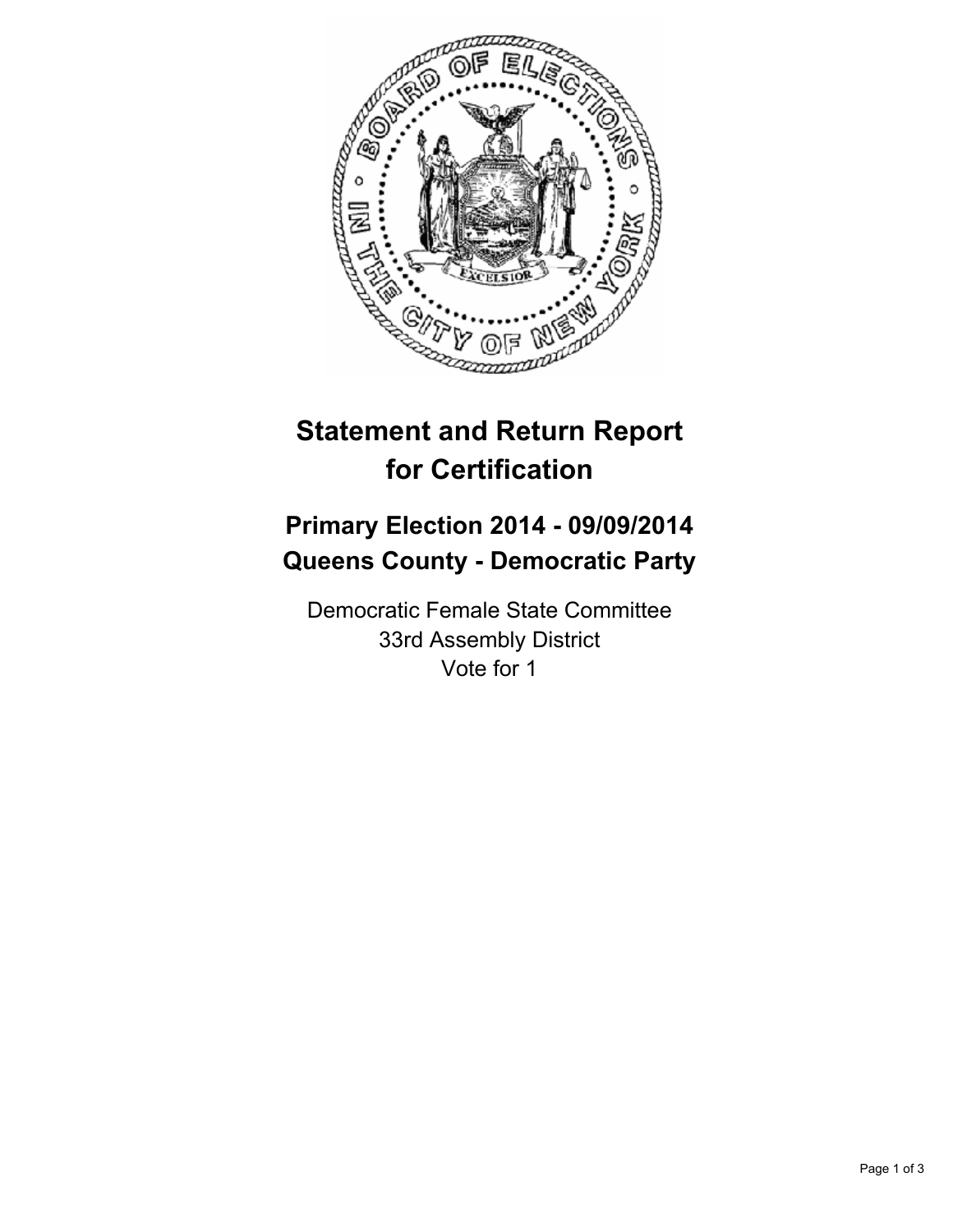# Statement and Return Report for Certification

## Primary Election 2014 - 09/09/2014
## Queens County - Democratic Party

Democratic Female State Committee
33rd Assembly District
Vote for 1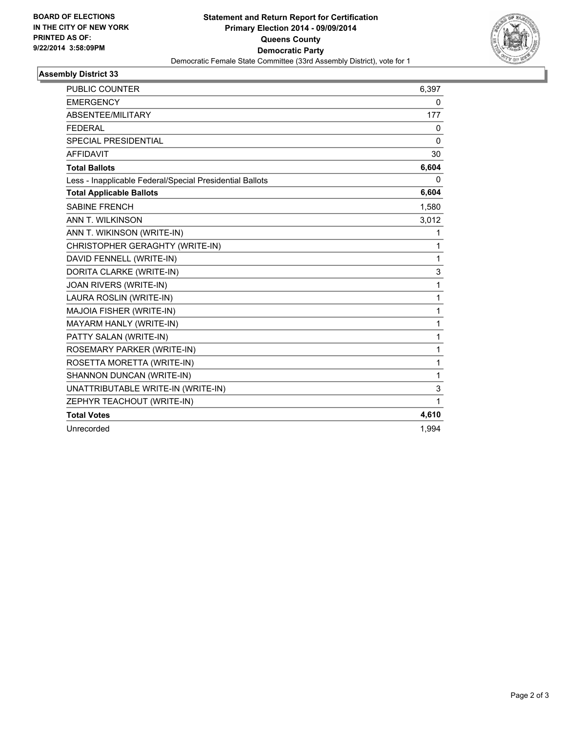**BOARD OF ELECTIONS**
**IN THE CITY OF NEW YORK**
**PRINTED AS OF:**
**9/22/2014 3:58:09PM**

**Statement and Return Report for Certification**
**Primary Election 2014 - 09/09/2014**
**Queens County**
**Democratic Party**
Democratic Female State Committee (33rd Assembly District), vote for 1

## Assembly District 33

| | |
|---|---|
| PUBLIC COUNTER | 6,397 |
| EMERGENCY | 0 |
| ABSENTEE/MILITARY | 177 |
| FEDERAL | 0 |
| SPECIAL PRESIDENTIAL | 0 |
| AFFIDAVIT | 30 |
| **Total Ballots** | **6,604** |
| Less - Inapplicable Federal/Special Presidential Ballots | 0 |
| **Total Applicable Ballots** | **6,604** |
| SABINE FRENCH | 1,580 |
| ANN T. WILKINSON | 3,012 |
| ANN T. WIKINSON (WRITE-IN) | 1 |
| CHRISTOPHER GERAGHTY (WRITE-IN) | 1 |
| DAVID FENNELL (WRITE-IN) | 1 |
| DORITA CLARKE (WRITE-IN) | 3 |
| JOAN RIVERS (WRITE-IN) | 1 |
| LAURA ROSLIN (WRITE-IN) | 1 |
| MAJOIA FISHER (WRITE-IN) | 1 |
| MAYARM HANLY (WRITE-IN) | 1 |
| PATTY SALAN (WRITE-IN) | 1 |
| ROSEMARY PARKER (WRITE-IN) | 1 |
| ROSETTA MORETTA (WRITE-IN) | 1 |
| SHANNON DUNCAN (WRITE-IN) | 1 |
| UNATTRIBUTABLE WRITE-IN (WRITE-IN) | 3 |
| ZEPHYR TEACHOUT (WRITE-IN) | 1 |
| **Total Votes** | **4,610** |
| Unrecorded | 1,994 |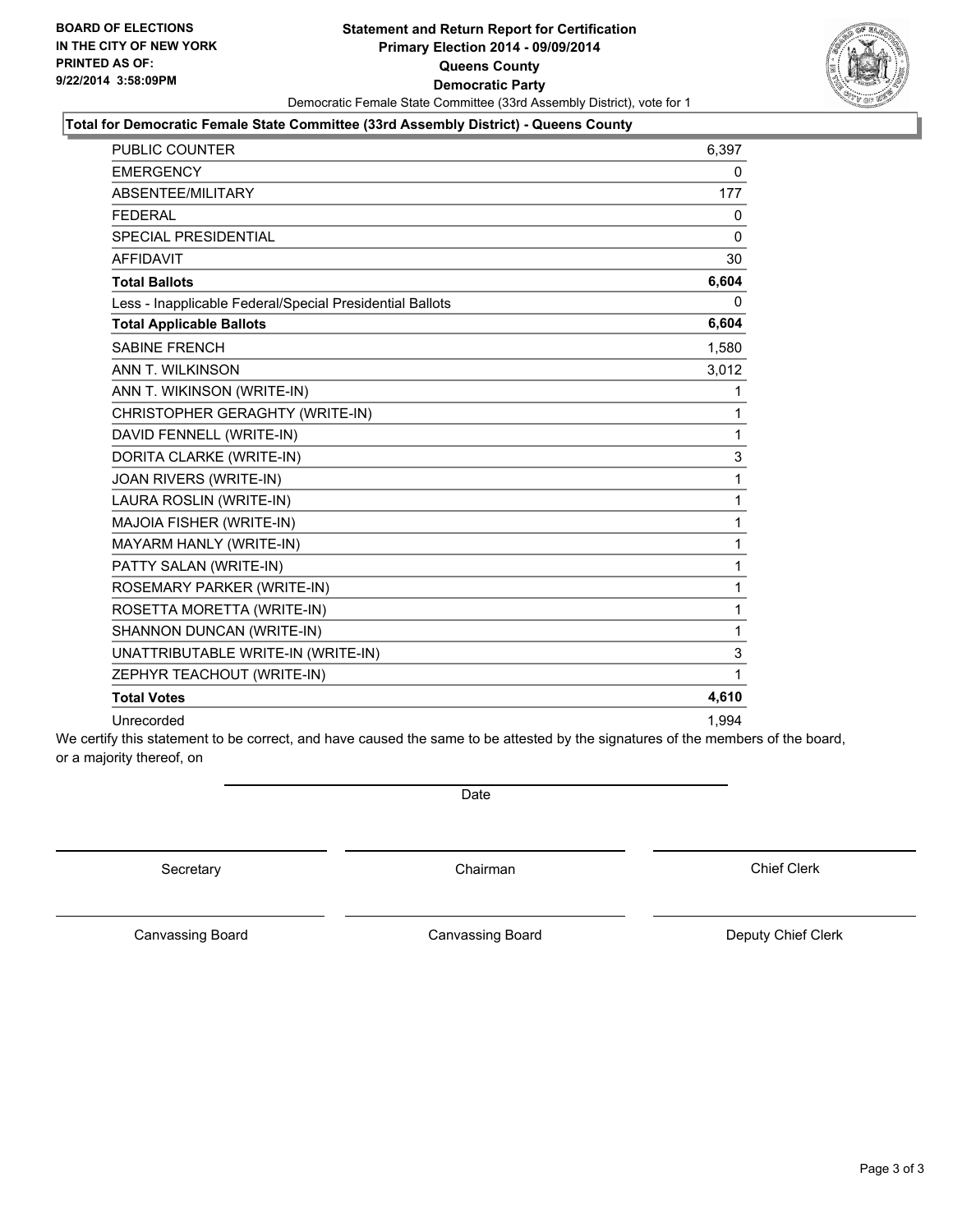**BOARD OF ELECTIONS**
**IN THE CITY OF NEW YORK**
**PRINTED AS OF:**
**9/22/2014 3:58:09PM**

# Statement and Return Report for Certification
## Primary Election 2014 - 09/09/2014
## Queens County
## Democratic Party

Democratic Female State Committee (33rd Assembly District), vote for 1

### Total for Democratic Female State Committee (33rd Assembly District) - Queens County

| | |
|---|---|
| PUBLIC COUNTER | 6,397 |
| EMERGENCY | 0 |
| ABSENTEE/MILITARY | 177 |
| FEDERAL | 0 |
| SPECIAL PRESIDENTIAL | 0 |
| AFFIDAVIT | 30 |
| **Total Ballots** | **6,604** |
| Less - Inapplicable Federal/Special Presidential Ballots | 0 |
| **Total Applicable Ballots** | **6,604** |
| SABINE FRENCH | 1,580 |
| ANN T. WILKINSON | 3,012 |
| ANN T. WIKINSON (WRITE-IN) | 1 |
| CHRISTOPHER GERAGHTY (WRITE-IN) | 1 |
| DAVID FENNELL (WRITE-IN) | 1 |
| DORITA CLARKE (WRITE-IN) | 3 |
| JOAN RIVERS (WRITE-IN) | 1 |
| LAURA ROSLIN (WRITE-IN) | 1 |
| MAJOIA FISHER (WRITE-IN) | 1 |
| MAYARM HANLY (WRITE-IN) | 1 |
| PATTY SALAN (WRITE-IN) | 1 |
| ROSEMARY PARKER (WRITE-IN) | 1 |
| ROSETTA MORETTA (WRITE-IN) | 1 |
| SHANNON DUNCAN (WRITE-IN) | 1 |
| UNATTRIBUTABLE WRITE-IN (WRITE-IN) | 3 |
| ZEPHYR TEACHOUT (WRITE-IN) | 1 |
| **Total Votes** | **4,610** |
| Unrecorded | 1,994 |

We certify this statement to be correct, and have caused the same to be attested by the signatures of the members of the board, or a majority thereof, on

Date

Secretary | Chairman | Chief Clerk

Canvassing Board | Canvassing Board | Deputy Chief Clerk